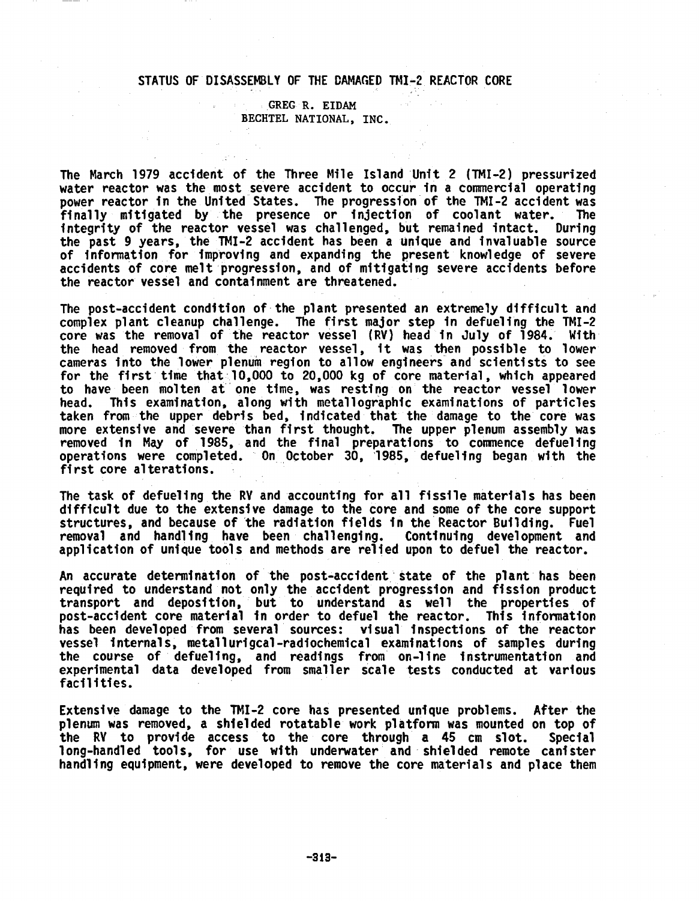# STATUS OF DISASSEMBLY OF THE DAMAGED TMI-2 REACTOR CORE

GREG R. EIDAM
BECHTEL NATIONAL, INC.

The March 1979 accident of the Three Mile Island Unit 2 (TMI-2) pressurized water reactor was the most severe accident to occur in a commercial operating power reactor in the United States. The progression of the TMI-2 accident was finally mitigated by the presence or injection of coolant water. The integrity of the reactor vessel was challenged, but remained intact. During the past 9 years, the TMI-2 accident has been a unique and invaluable source of information for improving and expanding the present knowledge of severe accidents of core melt progression, and of mitigating severe accidents before the reactor vessel and containment are threatened.

The post-accident condition of the plant presented an extremely difficult and complex plant cleanup challenge. The first major step in defueling the TMI-2 core was the removal of the reactor vessel (RV) head in July of 1984. With the head removed from the reactor vessel, it was then possible to lower cameras into the lower plenum region to allow engineers and scientists to see for the first time that 10,000 to 20,000 kg of core material, which appeared to have been molten at one time, was resting on the reactor vessel lower head. This examination, along with metallographic examinations of particles taken from the upper debris bed, indicated that the damage to the core was more extensive and severe than first thought. The upper plenum assembly was removed in May of 1985, and the final preparations to commence defueling operations were completed. On October 30, 1985, defueling began with the first core alterations.

The task of defueling the RV and accounting for all fissile materials has been difficult due to the extensive damage to the core and some of the core support structures, and because of the radiation fields in the Reactor Building. Fuel removal and handling have been challenging. Continuing development and application of unique tools and methods are relied upon to defuel the reactor.

An accurate determination of the post-accident state of the plant has been required to understand not only the accident progression and fission product transport and deposition, but to understand as well the properties of post-accident core material in order to defuel the reactor. This information has been developed from several sources: visual inspections of the reactor vessel internals, metallurigcal-radiochemical examinations of samples during the course of defueling, and readings from on-line instrumentation and experimental data developed from smaller scale tests conducted at various facilities.

Extensive damage to the TMI-2 core has presented unique problems. After the plenum was removed, a shielded rotatable work platform was mounted on top of the RV to provide access to the core through a 45 cm slot. Special long-handled tools, for use with underwater and shielded remote canister handling equipment, were developed to remove the core materials and place them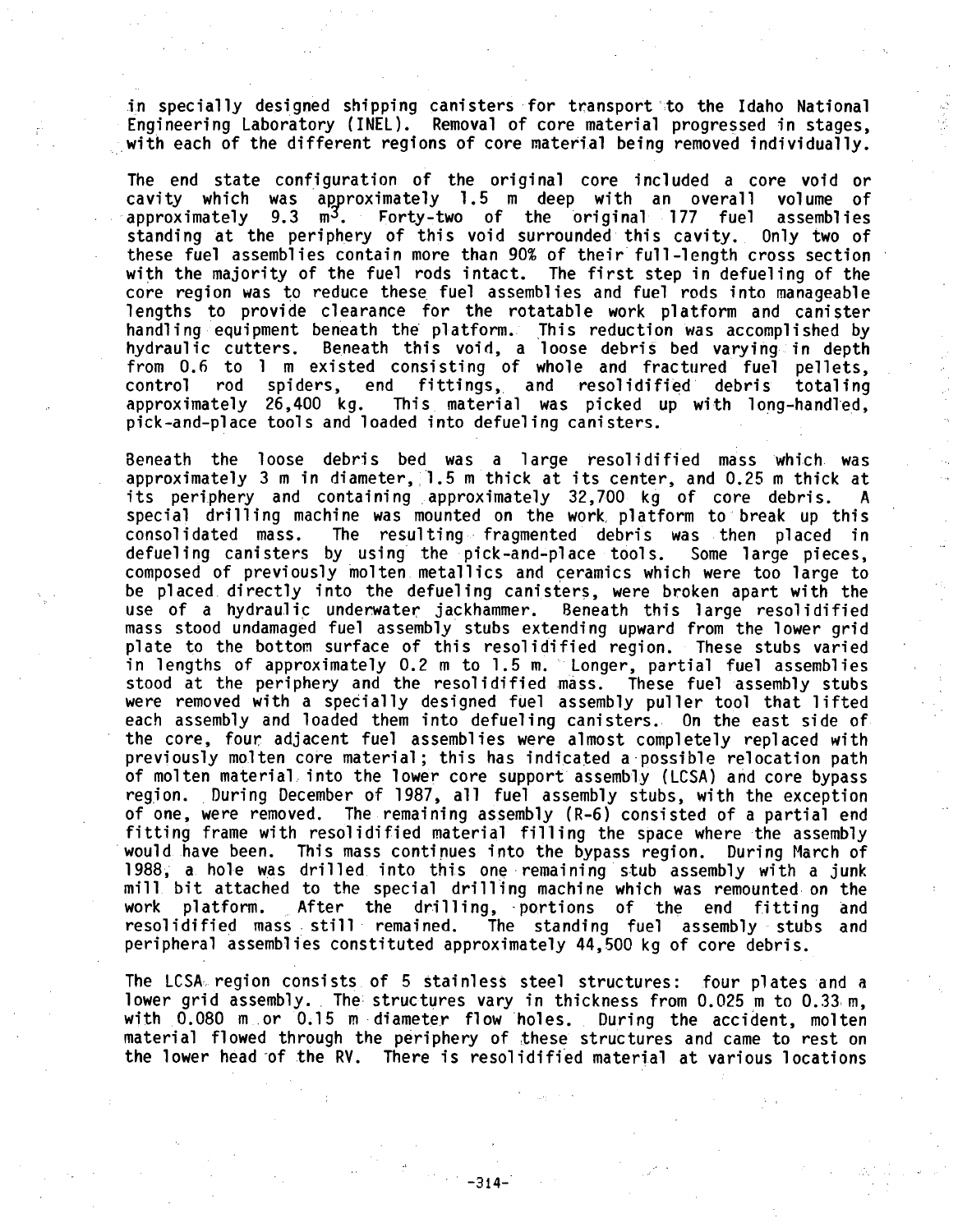in specially designed shipping canisters for transport to the Idaho National Engineering Laboratory (INEL). Removal of core material progressed in stages, with each of the different regions of core material being removed individually.

The end state configuration of the original core included a core void or cavity which was approximately 1.5 m deep with an overall volume of approximately 9.3 $m^3$. Forty-two of the original 177 fuel assemblies standing at the periphery of this void surrounded this cavity. Only two of these fuel assemblies contain more than 90% of their full-length cross section with the majority of the fuel rods intact. The first step in defueling of the core region was to reduce these fuel assemblies and fuel rods into manageable lengths to provide clearance for the rotatable work platform and canister handling equipment beneath the platform. This reduction was accomplished by hydraulic cutters. Beneath this void, a loose debris bed varying in depth from 0.6 to 1 m existed consisting of whole and fractured fuel pellets, control rod spiders, end fittings, and resolidified debris totaling approximately 26,400 kg. This material was picked up with long-handled, pick-and-place tools and loaded into defueling canisters.

Beneath the loose debris bed was a large resolidified mass which was approximately 3 m in diameter, 1.5 m thick at its center, and 0.25 m thick at its periphery and containing approximately 32,700 kg of core debris. A special drilling machine was mounted on the work platform to break up this consolidated mass. The resulting fragmented debris was then placed in defueling canisters by using the pick-and-place tools. Some large pieces, composed of previously molten metallics and ceramics which were too large to be placed directly into the defueling canisters, were broken apart with the use of a hydraulic underwater jackhammer. Beneath this large resolidified mass stood undamaged fuel assembly stubs extending upward from the lower grid plate to the bottom surface of this resolidified region. These stubs varied in lengths of approximately 0.2 m to 1.5 m. Longer, partial fuel assemblies stood at the periphery and the resolidified mass. These fuel assembly stubs were removed with a specially designed fuel assembly puller tool that lifted each assembly and loaded them into defueling canisters. On the east side of the core, four adjacent fuel assemblies were almost completely replaced with previously molten core material; this has indicated a possible relocation path of molten material into the lower core support assembly (LCSA) and core bypass region. During December of 1987, all fuel assembly stubs, with the exception of one, were removed. The remaining assembly (R-6) consisted of a partial end fitting frame with resolidified material filling the space where the assembly would have been. This mass continues into the bypass region. During March of 1988, a hole was drilled into this one remaining stub assembly with a junk mill bit attached to the special drilling machine which was remounted on the work platform. After the drilling, portions of the end fitting and resolidified mass still remained. The standing fuel assembly stubs and peripheral assemblies constituted approximately 44,500 kg of core debris.

The LCSA region consists of 5 stainless steel structures: four plates and a lower grid assembly. The structures vary in thickness from 0.025 m to 0.33 m, with 0.080 m or 0.15 m diameter flow holes. During the accident, molten material flowed through the periphery of these structures and came to rest on the lower head of the RV. There is resolidified material at various locations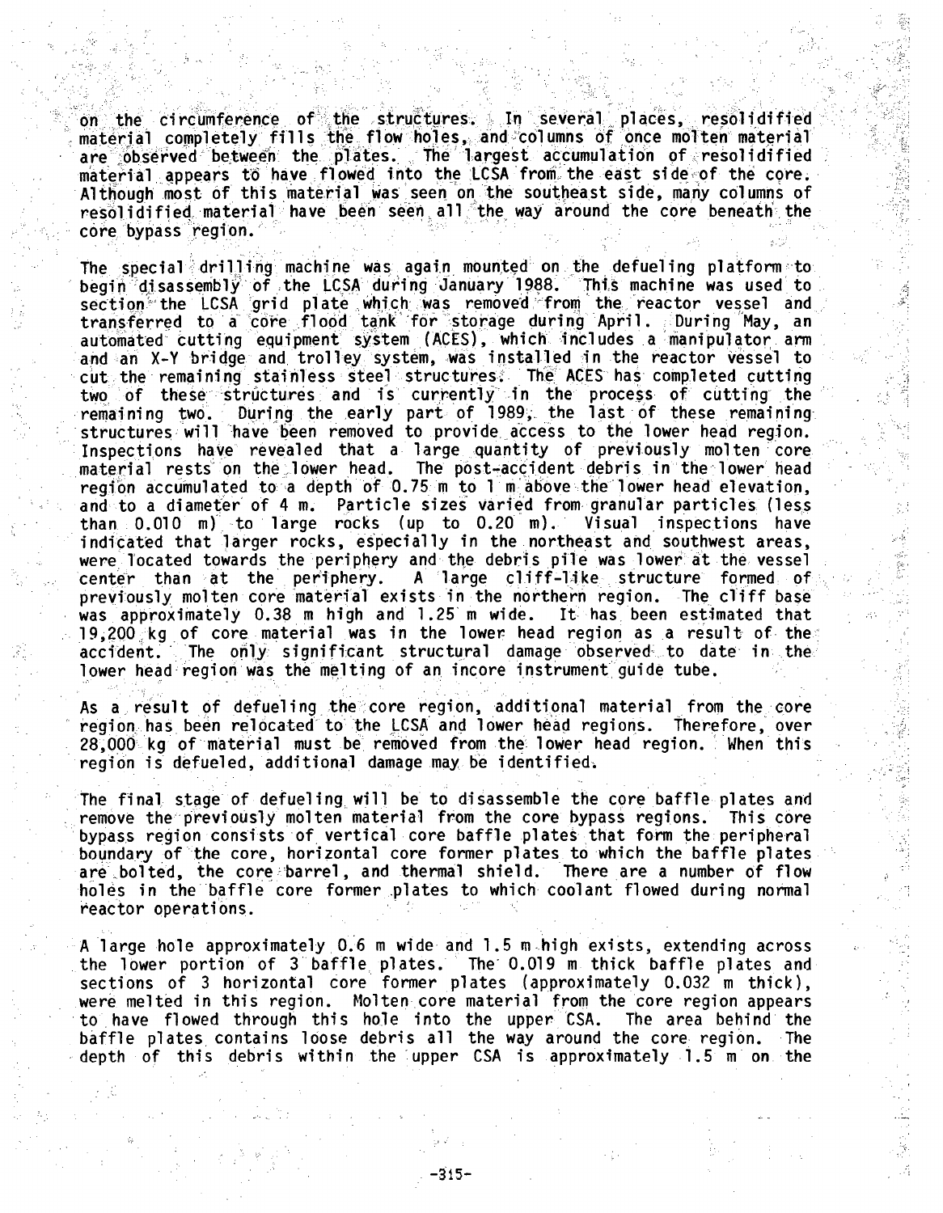on the circumference of the structures. In several places, resolidified material completely fills the flow holes, and columns of once molten material are observed between the plates. The largest accumulation of resolidified material appears to have flowed into the LCSA from the east side of the core. Although most of this material was seen on the southeast side, many columns of resolidified material have been seen all the way around the core beneath the core bypass region.

The special drilling machine was again mounted on the defueling platform to begin disassembly of the LCSA during January 1988. This machine was used to section the LCSA grid plate which was removed from the reactor vessel and transferred to a core flood tank for storage during April. During May, an automated cutting equipment system (ACES), which includes a manipulator arm and an X-Y bridge and trolley system, was installed in the reactor vessel to cut the remaining stainless steel structures. The ACES has completed cutting two of these structures and is currently in the process of cutting the remaining two. During the early part of 1989, the last of these remaining structures will have been removed to provide access to the lower head region. Inspections have revealed that a large quantity of previously molten core material rests on the lower head. The post-accident debris in the lower head region accumulated to a depth of 0.75 m to 1 m above the lower head elevation, and to a diameter of 4 m. Particle sizes varied from granular particles (less than 0.010 m) to large rocks (up to 0.20 m). Visual inspections have indicated that larger rocks, especially in the northeast and southwest areas, were located towards the periphery and the debris pile was lower at the vessel center than at the periphery. A large cliff-like structure formed of previously molten core material exists in the northern region. The cliff base was approximately 0.38 m high and 1.25 m wide. It has been estimated that 19,200 kg of core material was in the lower head region as a result of the accident. The only significant structural damage observed to date in the lower head region was the melting of an incore instrument guide tube.

As a result of defueling the core region, additional material from the core region has been relocated to the LCSA and lower head regions. Therefore, over 28,000 kg of material must be removed from the lower head region. When this region is defueled, additional damage may be identified.

The final stage of defueling will be to disassemble the core baffle plates and remove the previously molten material from the core bypass regions. This core bypass region consists of vertical core baffle plates that form the peripheral boundary of the core, horizontal core former plates to which the baffle plates are bolted, the core barrel, and thermal shield. There are a number of flow holes in the baffle core former plates to which coolant flowed during normal reactor operations.

A large hole approximately 0.6 m wide and 1.5 m high exists, extending across the lower portion of 3 baffle plates. The 0.019 m thick baffle plates and sections of 3 horizontal core former plates (approximately 0.032 m thick), were melted in this region. Molten core material from the core region appears to have flowed through this hole into the upper CSA. The area behind the baffle plates contains loose debris all the way around the core region. The depth of this debris within the upper CSA is approximately 1.5 m on the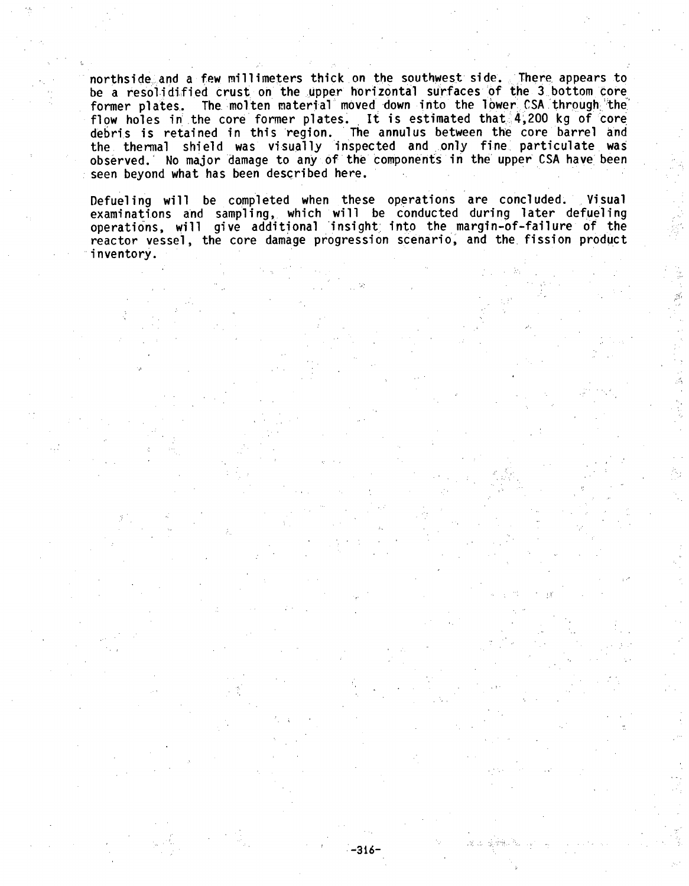northside and a few millimeters thick on the southwest side. There appears to be a resolidified crust on the upper horizontal surfaces of the 3 bottom core former plates. The molten material moved down into the lower CSA through the flow holes in the core former plates. It is estimated that 4,200 kg of core debris is retained in this region. The annulus between the core barrel and the thermal shield was visually inspected and only fine particulate was observed. No major damage to any of the components in the upper CSA have been seen beyond what has been described here.

Defueling will be completed when these operations are concluded. Visual examinations and sampling, which will be conducted during later defueling operations, will give additional insight into the margin-of-failure of the reactor vessel, the core damage progression scenario, and the fission product inventory.